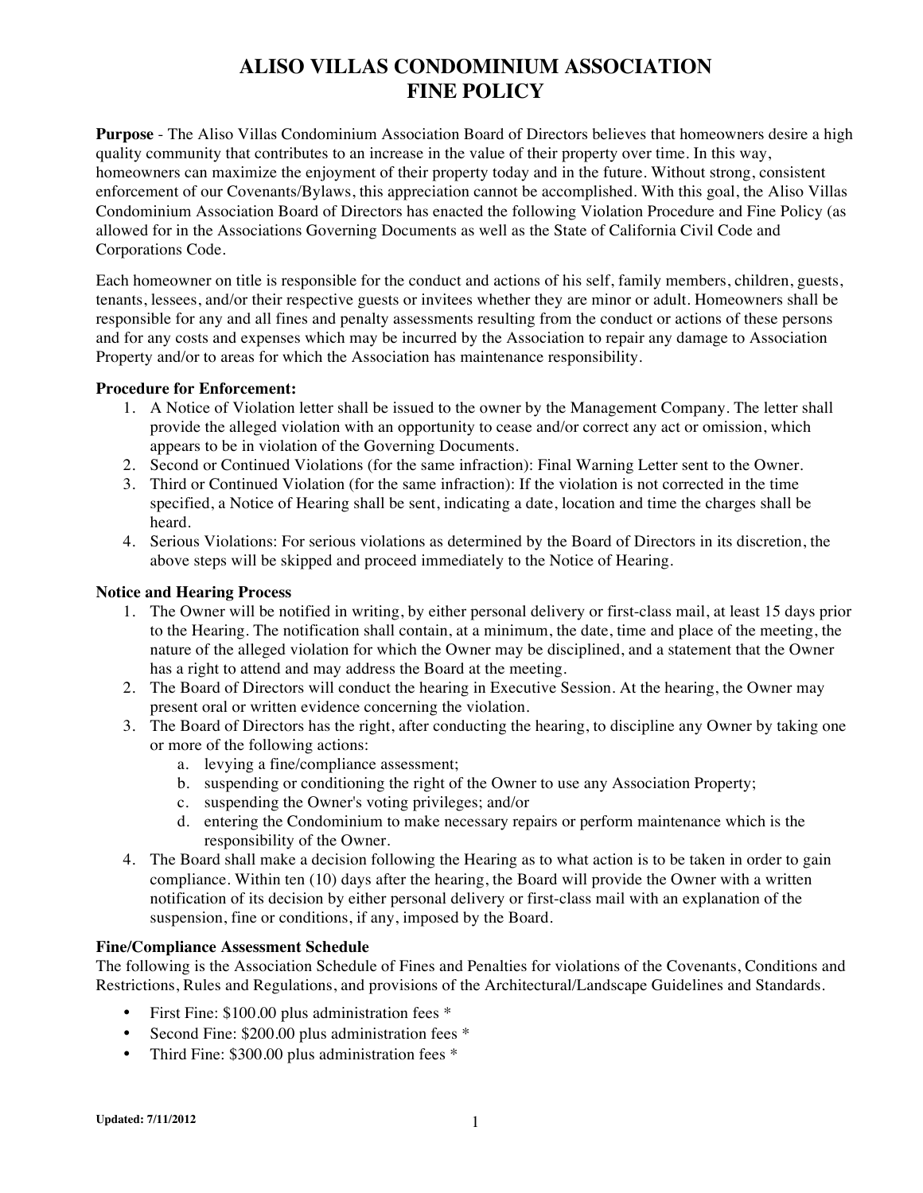# ALISO VILLAS CONDOMINIUM ASSOCIATION
# FINE POLICY

**Purpose** - The Aliso Villas Condominium Association Board of Directors believes that homeowners desire a high quality community that contributes to an increase in the value of their property over time. In this way, homeowners can maximize the enjoyment of their property today and in the future. Without strong, consistent enforcement of our Covenants/Bylaws, this appreciation cannot be accomplished. With this goal, the Aliso Villas Condominium Association Board of Directors has enacted the following Violation Procedure and Fine Policy (as allowed for in the Associations Governing Documents as well as the State of California Civil Code and Corporations Code.

Each homeowner on title is responsible for the conduct and actions of his self, family members, children, guests, tenants, lessees, and/or their respective guests or invitees whether they are minor or adult. Homeowners shall be responsible for any and all fines and penalty assessments resulting from the conduct or actions of these persons and for any costs and expenses which may be incurred by the Association to repair any damage to Association Property and/or to areas for which the Association has maintenance responsibility.

**Procedure for Enforcement:**

1. A Notice of Violation letter shall be issued to the owner by the Management Company. The letter shall provide the alleged violation with an opportunity to cease and/or correct any act or omission, which appears to be in violation of the Governing Documents.
2. Second or Continued Violations (for the same infraction): Final Warning Letter sent to the Owner.
3. Third or Continued Violation (for the same infraction): If the violation is not corrected in the time specified, a Notice of Hearing shall be sent, indicating a date, location and time the charges shall be heard.
4. Serious Violations: For serious violations as determined by the Board of Directors in its discretion, the above steps will be skipped and proceed immediately to the Notice of Hearing.

**Notice and Hearing Process**

1. The Owner will be notified in writing, by either personal delivery or first-class mail, at least 15 days prior to the Hearing. The notification shall contain, at a minimum, the date, time and place of the meeting, the nature of the alleged violation for which the Owner may be disciplined, and a statement that the Owner has a right to attend and may address the Board at the meeting.
2. The Board of Directors will conduct the hearing in Executive Session. At the hearing, the Owner may present oral or written evidence concerning the violation.
3. The Board of Directors has the right, after conducting the hearing, to discipline any Owner by taking one or more of the following actions:
   a. levying a fine/compliance assessment;
   b. suspending or conditioning the right of the Owner to use any Association Property;
   c. suspending the Owner's voting privileges; and/or
   d. entering the Condominium to make necessary repairs or perform maintenance which is the responsibility of the Owner.
4. The Board shall make a decision following the Hearing as to what action is to be taken in order to gain compliance. Within ten (10) days after the hearing, the Board will provide the Owner with a written notification of its decision by either personal delivery or first-class mail with an explanation of the suspension, fine or conditions, if any, imposed by the Board.

**Fine/Compliance Assessment Schedule**

The following is the Association Schedule of Fines and Penalties for violations of the Covenants, Conditions and Restrictions, Rules and Regulations, and provisions of the Architectural/Landscape Guidelines and Standards.

- First Fine: $100.00 plus administration fees *
- Second Fine: $200.00 plus administration fees *
- Third Fine: $300.00 plus administration fees *

Updated: 7/11/2012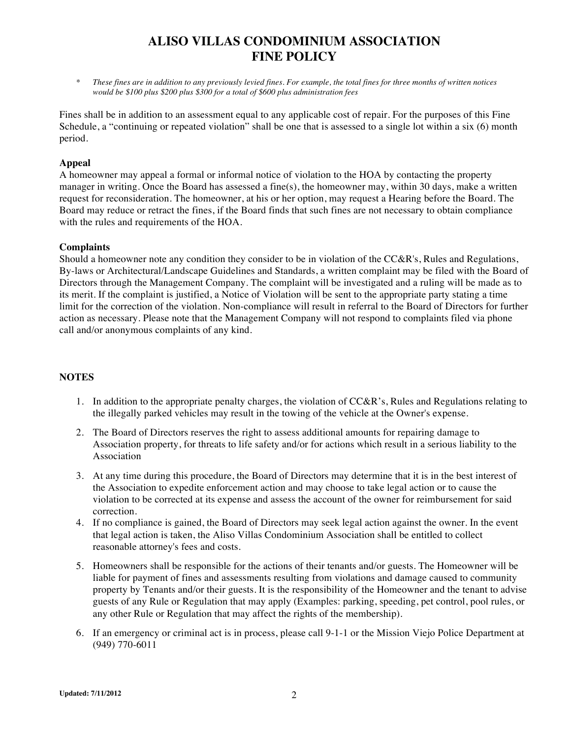# ALISO VILLAS CONDOMINIUM ASSOCIATION
# FINE POLICY

\* *These fines are in addition to any previously levied fines. For example, the total fines for three months of written notices would be $100 plus $200 plus $300 for a total of $600 plus administration fees*

Fines shall be in addition to an assessment equal to any applicable cost of repair. For the purposes of this Fine Schedule, a "continuing or repeated violation" shall be one that is assessed to a single lot within a six (6) month period.

**Appeal**

A homeowner may appeal a formal or informal notice of violation to the HOA by contacting the property manager in writing. Once the Board has assessed a fine(s), the homeowner may, within 30 days, make a written request for reconsideration. The homeowner, at his or her option, may request a Hearing before the Board. The Board may reduce or retract the fines, if the Board finds that such fines are not necessary to obtain compliance with the rules and requirements of the HOA.

**Complaints**

Should a homeowner note any condition they consider to be in violation of the CC&R's, Rules and Regulations, By-laws or Architectural/Landscape Guidelines and Standards, a written complaint may be filed with the Board of Directors through the Management Company. The complaint will be investigated and a ruling will be made as to its merit. If the complaint is justified, a Notice of Violation will be sent to the appropriate party stating a time limit for the correction of the violation. Non-compliance will result in referral to the Board of Directors for further action as necessary. Please note that the Management Company will not respond to complaints filed via phone call and/or anonymous complaints of any kind.

**NOTES**

1. In addition to the appropriate penalty charges, the violation of CC&R's, Rules and Regulations relating to the illegally parked vehicles may result in the towing of the vehicle at the Owner's expense.
2. The Board of Directors reserves the right to assess additional amounts for repairing damage to Association property, for threats to life safety and/or for actions which result in a serious liability to the Association
3. At any time during this procedure, the Board of Directors may determine that it is in the best interest of the Association to expedite enforcement action and may choose to take legal action or to cause the violation to be corrected at its expense and assess the account of the owner for reimbursement for said correction.
4. If no compliance is gained, the Board of Directors may seek legal action against the owner. In the event that legal action is taken, the Aliso Villas Condominium Association shall be entitled to collect reasonable attorney's fees and costs.
5. Homeowners shall be responsible for the actions of their tenants and/or guests. The Homeowner will be liable for payment of fines and assessments resulting from violations and damage caused to community property by Tenants and/or their guests. It is the responsibility of the Homeowner and the tenant to advise guests of any Rule or Regulation that may apply (Examples: parking, speeding, pet control, pool rules, or any other Rule or Regulation that may affect the rights of the membership).
6. If an emergency or criminal act is in process, please call 9-1-1 or the Mission Viejo Police Department at (949) 770-6011

**Updated: 7/11/2012**